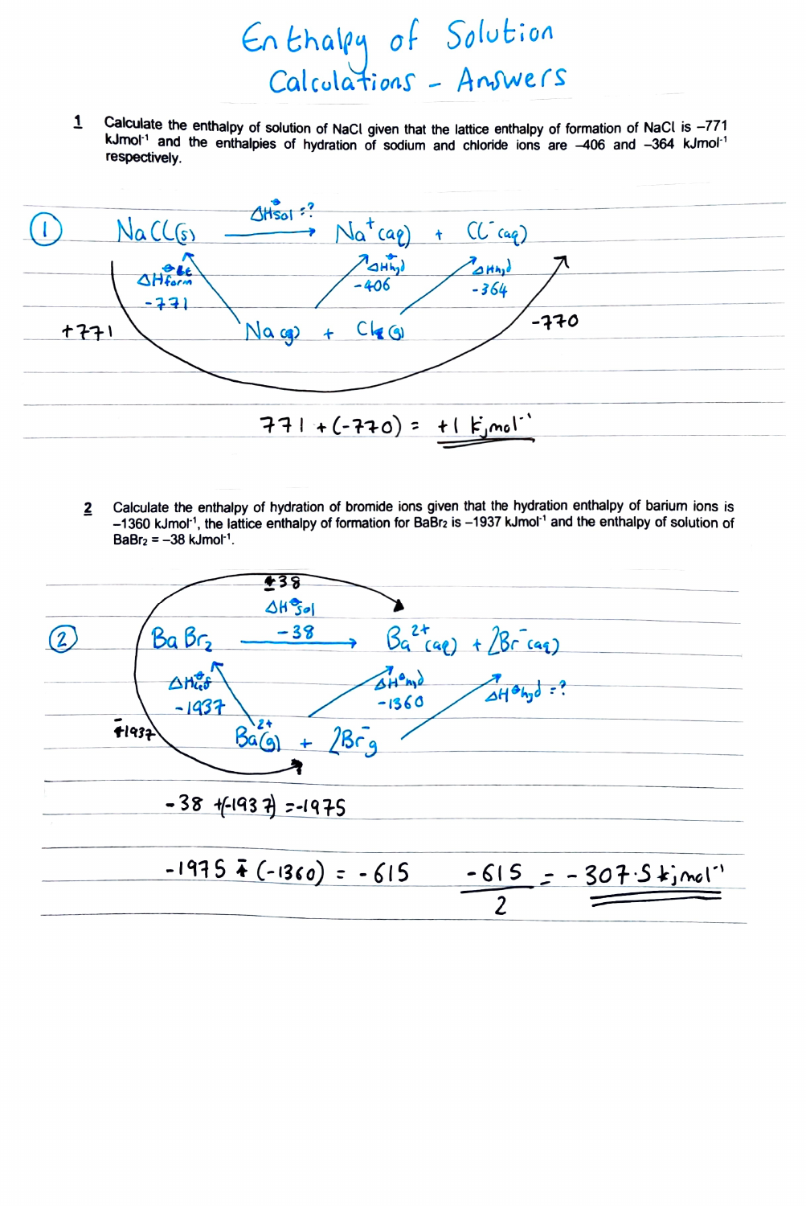# Enthalpy of Solution Calculations - Answers

**1** Calculate the enthalpy of solution of NaCl given that the lattice enthalpy of formation of NaCl is –771 kJmol$^{-1}$ and the enthalpies of hydration of sodium and chloride ions are –406 and –364 kJmol$^{-1}$ respectively.

① $NaCl_{(s)} \xrightarrow{\Delta H_{sol} = ?} Na^+_{(aq)} + Cl^-_{(aq)}$

$\Delta H^\circ_{form}$ (LE) = −771

$Na_{(g)} + Cl_{(g)}$

$\Delta H_{hyd}$ = −406, $\Delta H_{hyd}$ = −364

+771, −770

$771 + (-770) = +1 \text{ kJmol}^{-1}$

**2** Calculate the enthalpy of hydration of bromide ions given that the hydration enthalpy of barium ions is –1360 kJmol$^{-1}$, the lattice enthalpy of formation for $BaBr_2$ is –1937 kJmol$^{-1}$ and the enthalpy of solution of $BaBr_2$ = –38 kJmol$^{-1}$.

② $BaBr_2 \xrightarrow[-38]{\Delta H^\circ_{sol}} Ba^{2+}_{(aq)} + 2Br^-_{(aq)}$

$\Delta H^\circ_{LE}$ = −1937

$Ba^{2+}_{(g)} + 2Br^-_{g}$

$\Delta H^\circ_{hyd}$ = −1360, $\Delta H^\circ_{hyd} = ?$

−38, −1937

$-38 + (-1937) = -1975$

$-1975 - (-1360) = -615 \qquad \frac{-615}{2} = -307.5 \text{ kJmol}^{-1}$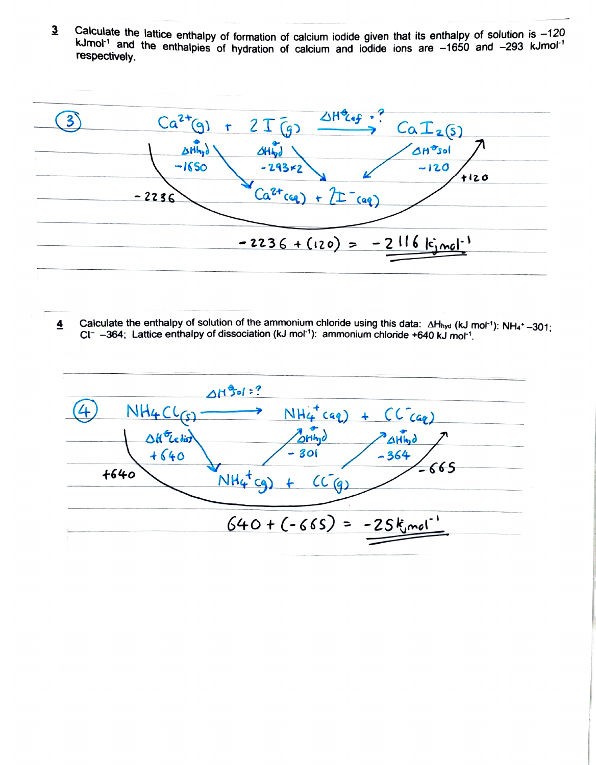**3** Calculate the lattice enthalpy of formation of calcium iodide given that its enthalpy of solution is −120 kJmol$^{-1}$ and the enthalpies of hydration of calcium and iodide ions are −1650 and −293 kJmol$^{-1}$ respectively.

(3) $Ca^{2+}(g) + 2I^-(g) \xrightarrow{\Delta H^\circ_{Latf} = ?} CaI_2(s)$

$\Delta H^\circ_{hyd}$ −1650

$\Delta H^\circ_{hyd}$ −293×2

$\Delta H^\circ_{sol}$ −120

$Ca^{2+}(aq) + 2I^-(aq)$

−2236

+120

$-2236 + (120) = -2116 \text{ kJmol}^{-1}$

**4** Calculate the enthalpy of solution of the ammonium chloride using this data: $\Delta H_{hyd}$ (kJ mol$^{-1}$): $NH_4^+$ −301; $Cl^-$ −364; Lattice enthalpy of dissociation (kJ mol$^{-1}$): ammonium chloride +640 kJ mol$^{-1}$.

(4) $NH_4Cl(s) \xrightarrow{\Delta H^\circ_{sol} = ?} NH_4^+(aq) + Cl^-(aq)$

$\Delta H^\circ_{Ledis}$ +640

$\Delta H^\circ_{hyd}$ −301

$\Delta H^\circ_{hyd}$ −364

$NH_4^+(g) + Cl^-(g)$

+640

−665

$640 + (-665) = -25 \text{ kJmol}^{-1}$